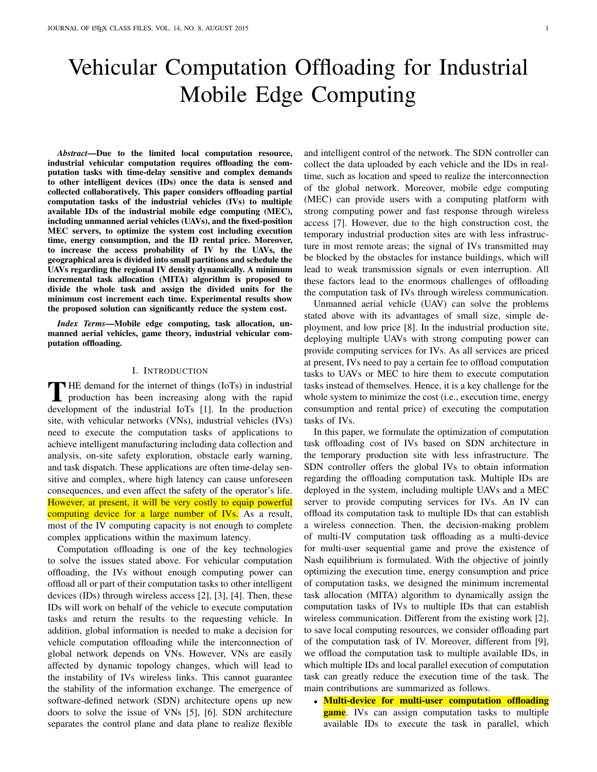# Vehicular Computation Offloading for Industrial Mobile Edge Computing

***Abstract*—Due to the limited local computation resource, industrial vehicular computation requires offloading the computation tasks with time-delay sensitive and complex demands to other intelligent devices (IDs) once the data is sensed and collected collaboratively. This paper considers offloading partial computation tasks of the industrial vehicles (IVs) to multiple available IDs of the industrial mobile edge computing (MEC), including unmanned aerial vehicles (UAVs), and the fixed-position MEC servers, to optimize the system cost including execution time, energy consumption, and the ID rental price. Moreover, to increase the access probability of IV by the UAVs, the geographical area is divided into small partitions and schedule the UAVs regarding the regional IV density dynamically. A minimum incremental task allocation (MITA) algorithm is proposed to divide the whole task and assign the divided units for the minimum cost increment each time. Experimental results show the proposed solution can significantly reduce the system cost.**

***Index Terms*—Mobile edge computing, task allocation, unmanned aerial vehicles, game theory, industrial vehicular computation offloading.**

## I. Introduction

The demand for the internet of things (IoTs) in industrial production has been increasing along with the rapid development of the industrial IoTs [1]. In the production site, with vehicular networks (VNs), industrial vehicles (IVs) need to execute the computation tasks of applications to achieve intelligent manufacturing including data collection and analysis, on-site safety exploration, obstacle early warning, and task dispatch. These applications are often time-delay sensitive and complex, where high latency can cause unforeseen consequences, and even affect the safety of the operator's life. However, at present, it will be very costly to equip powerful computing device for a large number of IVs. As a result, most of the IV computing capacity is not enough to complete complex applications within the maximum latency.

Computation offloading is one of the key technologies to solve the issues stated above. For vehicular computation offloading, the IVs without enough computing power can offload all or part of their computation tasks to other intelligent devices (IDs) through wireless access [2], [3], [4]. Then, these IDs will work on behalf of the vehicle to execute computation tasks and return the results to the requesting vehicle. In addition, global information is needed to make a decision for vehicle computation offloading while the interconnection of global network depends on VNs. However, VNs are easily affected by dynamic topology changes, which will lead to the instability of IVs wireless links. This cannot guarantee the stability of the information exchange. The emergence of software-defined network (SDN) architecture opens up new doors to solve the issue of VNs [5], [6]. SDN architecture separates the control plane and data plane to realize flexible and intelligent control of the network. The SDN controller can collect the data uploaded by each vehicle and the IDs in real-time, such as location and speed to realize the interconnection of the global network. Moreover, mobile edge computing (MEC) can provide users with a computing platform with strong computing power and fast response through wireless access [7]. However, due to the high construction cost, the temporary industrial production sites are with less infrastructure in most remote areas; the signal of IVs transmitted may be blocked by the obstacles for instance buildings, which will lead to weak transmission signals or even interruption. All these factors lead to the enormous challenges of offloading the computation task of IVs through wireless communication.

Unmanned aerial vehicle (UAV) can solve the problems stated above with its advantages of small size, simple deployment, and low price [8]. In the industrial production site, deploying multiple UAVs with strong computing power can provide computing services for IVs. As all services are priced at present, IVs need to pay a certain fee to offload computation tasks to UAVs or MEC to hire them to execute computation tasks instead of themselves. Hence, it is a key challenge for the whole system to minimize the cost (i.e., execution time, energy consumption and rental price) of executing the computation tasks of IVs.

In this paper, we formulate the optimization of computation task offloading cost of IVs based on SDN architecture in the temporary production site with less infrastructure. The SDN controller offers the global IVs to obtain information regarding the offloading computation task. Multiple IDs are deployed in the system, including multiple UAVs and a MEC server to provide computing services for IVs. An IV can offload its computation task to multiple IDs that can establish a wireless connection. Then, the decision-making problem of multi-IV computation task offloading as a multi-device for multi-user sequential game and prove the existence of Nash equilibrium is formulated. With the objective of jointly optimizing the execution time, energy consumption and price of computation tasks, we designed the minimum incremental task allocation (MITA) algorithm to dynamically assign the computation tasks of IVs to multiple IDs that can establish wireless communication. Different from the existing work [2], to save local computing resources, we consider offloading part of the computation task of IV. Moreover, different from [9], we offload the computation task to multiple available IDs, in which multiple IDs and local parallel execution of computation task can greatly reduce the execution time of the task. The main contributions are summarized as follows.

- **Multi-device for multi-user computation offloading game**. IVs can assign computation tasks to multiple available IDs to execute the task in parallel, which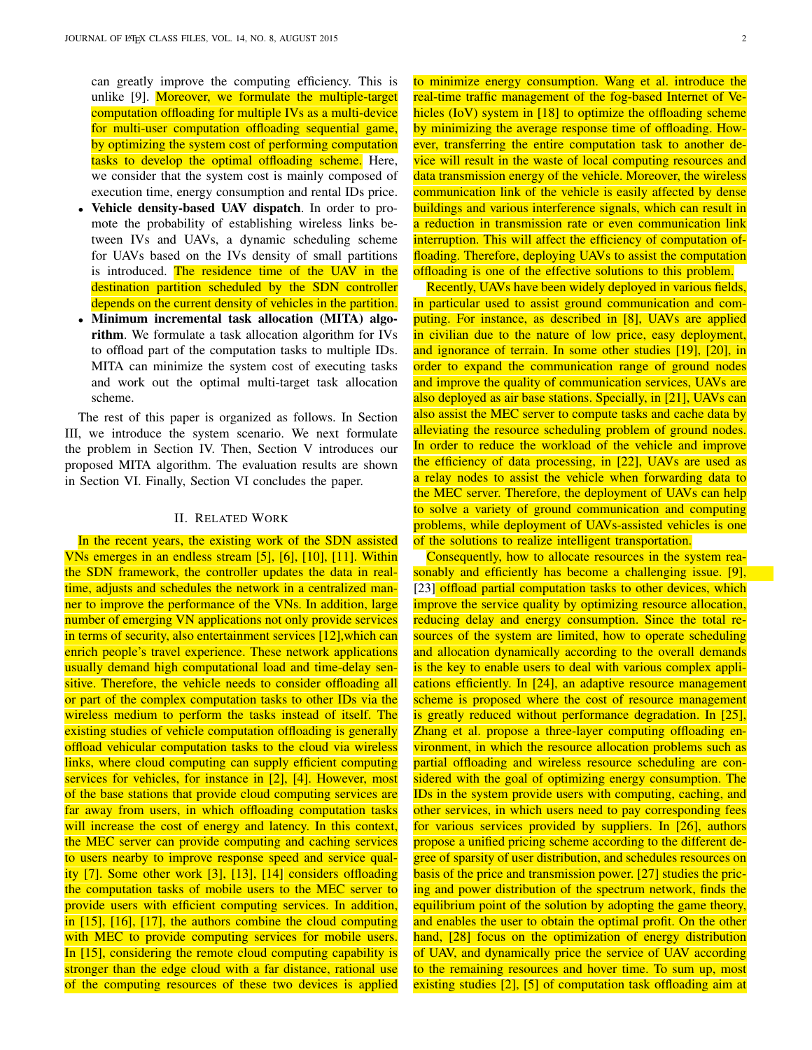can greatly improve the computing efficiency. This is unlike [9]. Moreover, we formulate the multiple-target computation offloading for multiple IVs as a multi-device for multi-user computation offloading sequential game, by optimizing the system cost of performing computation tasks to develop the optimal offloading scheme. Here, we consider that the system cost is mainly composed of execution time, energy consumption and rental IDs price.

- **Vehicle density-based UAV dispatch**. In order to promote the probability of establishing wireless links between IVs and UAVs, a dynamic scheduling scheme for UAVs based on the IVs density of small partitions is introduced. The residence time of the UAV in the destination partition scheduled by the SDN controller depends on the current density of vehicles in the partition.
- **Minimum incremental task allocation (MITA) algorithm**. We formulate a task allocation algorithm for IVs to offload part of the computation tasks to multiple IDs. MITA can minimize the system cost of executing tasks and work out the optimal multi-target task allocation scheme.

The rest of this paper is organized as follows. In Section III, we introduce the system scenario. We next formulate the problem in Section IV. Then, Section V introduces our proposed MITA algorithm. The evaluation results are shown in Section VI. Finally, Section VI concludes the paper.

## II. Related Work

In the recent years, the existing work of the SDN assisted VNs emerges in an endless stream [5], [6], [10], [11]. Within the SDN framework, the controller updates the data in real-time, adjusts and schedules the network in a centralized manner to improve the performance of the VNs. In addition, large number of emerging VN applications not only provide services in terms of security, also entertainment services [12],which can enrich people's travel experience. These network applications usually demand high computational load and time-delay sensitive. Therefore, the vehicle needs to consider offloading all or part of the complex computation tasks to other IDs via the wireless medium to perform the tasks instead of itself. The existing studies of vehicle computation offloading is generally offload vehicular computation tasks to the cloud via wireless links, where cloud computing can supply efficient computing services for vehicles, for instance in [2], [4]. However, most of the base stations that provide cloud computing services are far away from users, in which offloading computation tasks will increase the cost of energy and latency. In this context, the MEC server can provide computing and caching services to users nearby to improve response speed and service quality [7]. Some other work [3], [13], [14] considers offloading the computation tasks of mobile users to the MEC server to provide users with efficient computing services. In addition, in [15], [16], [17], the authors combine the cloud computing with MEC to provide computing services for mobile users. In [15], considering the remote cloud computing capability is stronger than the edge cloud with a far distance, rational use of the computing resources of these two devices is applied to minimize energy consumption. Wang et al. introduce the real-time traffic management of the fog-based Internet of Vehicles (IoV) system in [18] to optimize the offloading scheme by minimizing the average response time of offloading. However, transferring the entire computation task to another device will result in the waste of local computing resources and data transmission energy of the vehicle. Moreover, the wireless communication link of the vehicle is easily affected by dense buildings and various interference signals, which can result in a reduction in transmission rate or even communication link interruption. This will affect the efficiency of computation offloading. Therefore, deploying UAVs to assist the computation offloading is one of the effective solutions to this problem.

Recently, UAVs have been widely deployed in various fields, in particular used to assist ground communication and computing. For instance, as described in [8], UAVs are applied in civilian due to the nature of low price, easy deployment, and ignorance of terrain. In some other studies [19], [20], in order to expand the communication range of ground nodes and improve the quality of communication services, UAVs are also deployed as air base stations. Specially, in [21], UAVs can also assist the MEC server to compute tasks and cache data by alleviating the resource scheduling problem of ground nodes. In order to reduce the workload of the vehicle and improve the efficiency of data processing, in [22], UAVs are used as a relay nodes to assist the vehicle when forwarding data to the MEC server. Therefore, the deployment of UAVs can help to solve a variety of ground communication and computing problems, while deployment of UAVs-assisted vehicles is one of the solutions to realize intelligent transportation.

Consequently, how to allocate resources in the system reasonably and efficiently has become a challenging issue. [9], [23] offload partial computation tasks to other devices, which improve the service quality by optimizing resource allocation, reducing delay and energy consumption. Since the total resources of the system are limited, how to operate scheduling and allocation dynamically according to the overall demands is the key to enable users to deal with various complex applications efficiently. In [24], an adaptive resource management scheme is proposed where the cost of resource management is greatly reduced without performance degradation. In [25], Zhang et al. propose a three-layer computing offloading environment, in which the resource allocation problems such as partial offloading and wireless resource scheduling are considered with the goal of optimizing energy consumption. The IDs in the system provide users with computing, caching, and other services, in which users need to pay corresponding fees for various services provided by suppliers. In [26], authors propose a unified pricing scheme according to the different degree of sparsity of user distribution, and schedules resources on basis of the price and transmission power. [27] studies the pricing and power distribution of the spectrum network, finds the equilibrium point of the solution by adopting the game theory, and enables the user to obtain the optimal profit. On the other hand, [28] focus on the optimization of energy distribution of UAV, and dynamically price the service of UAV according to the remaining resources and hover time. To sum up, most existing studies [2], [5] of computation task offloading aim at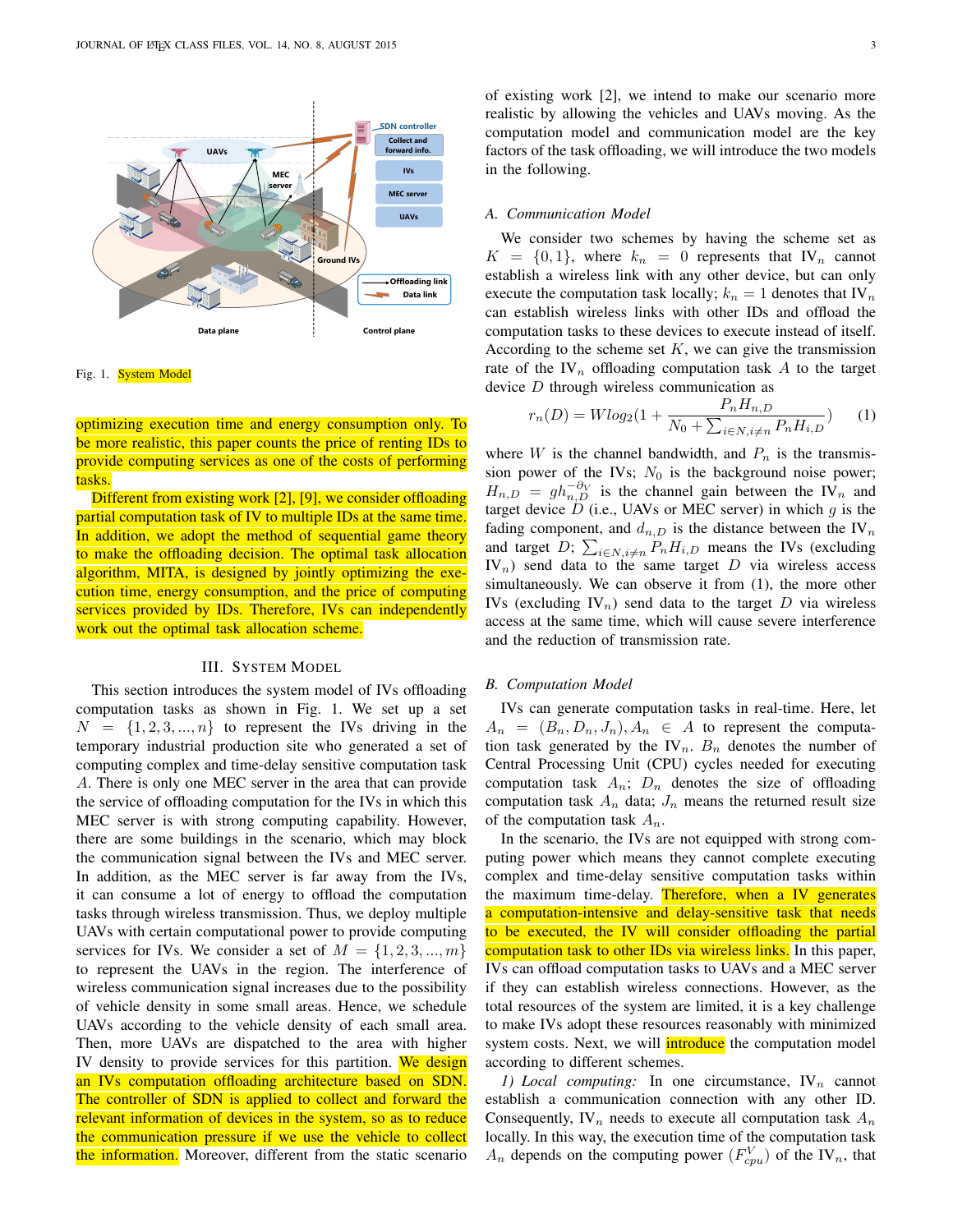Fig. 1. System Model

optimizing execution time and energy consumption only. To be more realistic, this paper counts the price of renting IDs to provide computing services as one of the costs of performing tasks.

Different from existing work [2], [9], we consider offloading partial computation task of IV to multiple IDs at the same time. In addition, we adopt the method of sequential game theory to make the offloading decision. The optimal task allocation algorithm, MITA, is designed by jointly optimizing the execution time, energy consumption, and the price of computing services provided by IDs. Therefore, IVs can independently work out the optimal task allocation scheme.

## III. System Model

This section introduces the system model of IVs offloading computation tasks as shown in Fig. 1. We set up a set $N = \{1, 2, 3, ..., n\}$ to represent the IVs driving in the temporary industrial production site who generated a set of computing complex and time-delay sensitive computation task $A$. There is only one MEC server in the area that can provide the service of offloading computation for the IVs in which this MEC server is with strong computing capability. However, there are some buildings in the scenario, which may block the communication signal between the IVs and MEC server. In addition, as the MEC server is far away from the IVs, it can consume a lot of energy to offload the computation tasks through wireless transmission. Thus, we deploy multiple UAVs with certain computational power to provide computing services for IVs. We consider a set of $M = \{1, 2, 3, ..., m\}$ to represent the UAVs in the region. The interference of wireless communication signal increases due to the possibility of vehicle density in some small areas. Hence, we schedule UAVs according to the vehicle density of each small area. Then, more UAVs are dispatched to the area with higher IV density to provide services for this partition. We design an IVs computation offloading architecture based on SDN. The controller of SDN is applied to collect and forward the relevant information of devices in the system, so as to reduce the communication pressure if we use the vehicle to collect the information. Moreover, different from the static scenario of existing work [2], we intend to make our scenario more realistic by allowing the vehicles and UAVs moving. As the computation model and communication model are the key factors of the task offloading, we will introduce the two models in the following.

### A. Communication Model

We consider two schemes by having the scheme set as $K = \{0, 1\}$, where $k_n = 0$ represents that $\text{IV}_n$ cannot establish a wireless link with any other device, but can only execute the computation task locally; $k_n = 1$ denotes that $\text{IV}_n$ can establish wireless links with other IDs and offload the computation tasks to these devices to execute instead of itself. According to the scheme set $K$, we can give the transmission rate of the $\text{IV}_n$ offloading computation task $A$ to the target device $D$ through wireless communication as

$$r_n(D) = W log_2(1 + \frac{P_n H_{n,D}}{N_0 + \sum_{i \in N, i \neq n} P_n H_{i,D}}) \quad (1)$$

where $W$ is the channel bandwidth, and $P_n$ is the transmission power of the IVs; $N_0$ is the background noise power; $H_{n,D} = g h_{n,D}^{-\partial_V}$ is the channel gain between the $\text{IV}_n$ and target device $D$ (i.e., UAVs or MEC server) in which $g$ is the fading component, and $d_{n,D}$ is the distance between the $\text{IV}_n$ and target $D$; $\sum_{i \in N, i \neq n} P_n H_{i,D}$ means the IVs (excluding $\text{IV}_n$) send data to the same target $D$ via wireless access simultaneously. We can observe it from (1), the more other IVs (excluding $\text{IV}_n$) send data to the target $D$ via wireless access at the same time, which will cause severe interference and the reduction of transmission rate.

### B. Computation Model

IVs can generate computation tasks in real-time. Here, let $A_n = (B_n, D_n, J_n), A_n \in A$ to represent the computation task generated by the $\text{IV}_n$. $B_n$ denotes the number of Central Processing Unit (CPU) cycles needed for executing computation task $A_n$; $D_n$ denotes the size of offloading computation task $A_n$ data; $J_n$ means the returned result size of the computation task $A_n$.

In the scenario, the IVs are not equipped with strong computing power which means they cannot complete executing complex and time-delay sensitive computation tasks within the maximum time-delay. Therefore, when a IV generates a computation-intensive and delay-sensitive task that needs to be executed, the IV will consider offloading the partial computation task to other IDs via wireless links. In this paper, IVs can offload computation tasks to UAVs and a MEC server if they can establish wireless connections. However, as the total resources of the system are limited, it is a key challenge to make IVs adopt these resources reasonably with minimized system costs. Next, we will introduce the computation model according to different schemes.

*1) Local computing:* In one circumstance, $\text{IV}_n$ cannot establish a communication connection with any other ID. Consequently, $\text{IV}_n$ needs to execute all computation task $A_n$ locally. In this way, the execution time of the computation task $A_n$ depends on the computing power ($F_{cpu}^V$) of the $\text{IV}_n$, that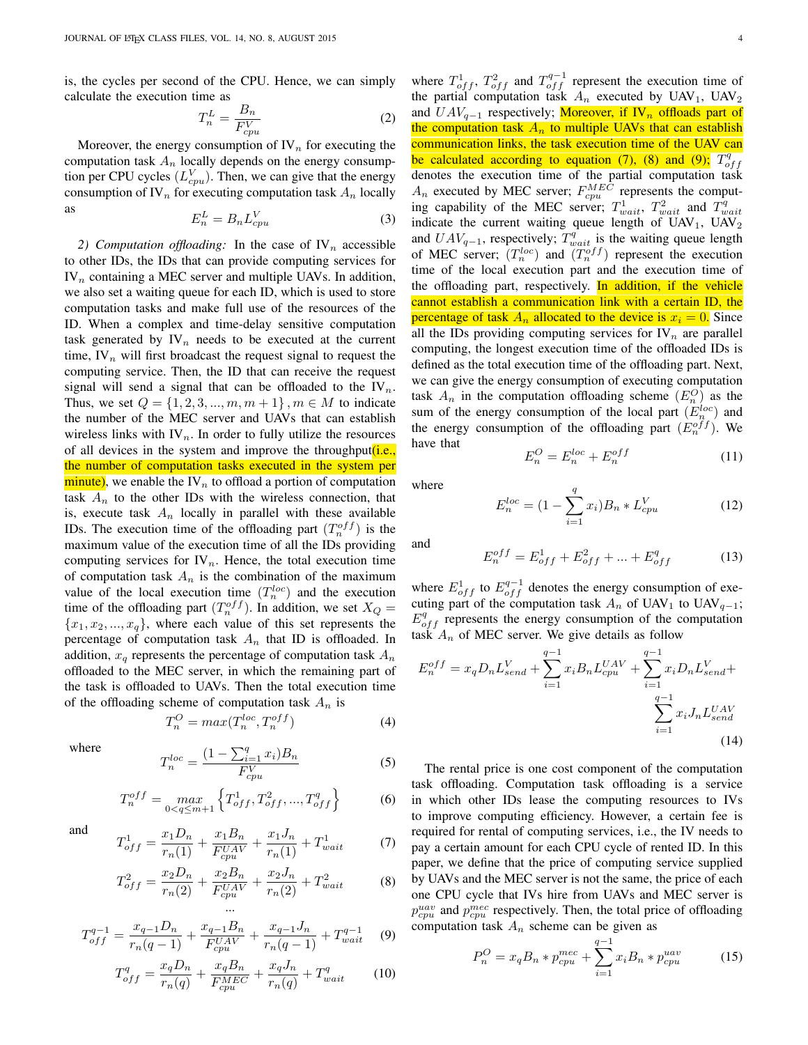is, the cycles per second of the CPU. Hence, we can simply calculate the execution time as

$$T_n^L = \frac{B_n}{F_{cpu}^V} \tag{2}$$

Moreover, the energy consumption of $\text{IV}_n$ for executing the computation task $A_n$ locally depends on the energy consumption per CPU cycles ($L_{cpu}^V$). Then, we can give that the energy consumption of $\text{IV}_n$ for executing computation task $A_n$ locally as

$$E_n^L = B_n L_{cpu}^V \tag{3}$$

*2) Computation offloading:* In the case of $\text{IV}_n$ accessible to other IDs, the IDs that can provide computing services for $\text{IV}_n$ containing a MEC server and multiple UAVs. In addition, we also set a waiting queue for each ID, which is used to store computation tasks and make full use of the resources of the ID. When a complex and time-delay sensitive computation task generated by $\text{IV}_n$ needs to be executed at the current time, $\text{IV}_n$ will first broadcast the request signal to request the computing service. Then, the ID that can receive the request signal will send a signal that can be offloaded to the $\text{IV}_n$. Thus, we set $Q = \{1, 2, 3, ..., m, m+1\}, m \in M$ to indicate the number of the MEC server and UAVs that can establish wireless links with $\text{IV}_n$. In order to fully utilize the resources of all devices in the system and improve the throughput(i.e., the number of computation tasks executed in the system per minute), we enable the $\text{IV}_n$ to offload a portion of computation task $A_n$ to the other IDs with the wireless connection, that is, execute task $A_n$ locally in parallel with these available IDs. The execution time of the offloading part ($T_n^{off}$) is the maximum value of the execution time of all the IDs providing computing services for $\text{IV}_n$. Hence, the total execution time of computation task $A_n$ is the combination of the maximum value of the local execution time ($T_n^{loc}$) and the execution time of the offloading part ($T_n^{off}$). In addition, we set $X_Q = \{x_1, x_2, ..., x_q\}$, where each value of this set represents the percentage of computation task $A_n$ that ID is offloaded. In addition, $x_q$ represents the percentage of computation task $A_n$ offloaded to the MEC server, in which the remaining part of the task is offloaded to UAVs. Then the total execution time of the offloading scheme of computation task $A_n$ is

$$T_n^O = max(T_n^{loc}, T_n^{off}) \tag{4}$$

where

$$T_n^{loc} = \frac{(1 - \sum_{i=1}^{q} x_i)B_n}{F_{cpu}^V} \tag{5}$$

$$T_n^{off} = \max_{0<q\leq m+1} \left\{ T_{off}^1, T_{off}^2, ..., T_{off}^q \right\} \tag{6}$$

and

$$T_{off}^1 = \frac{x_1 D_n}{r_n(1)} + \frac{x_1 B_n}{F_{cpu}^{UAV}} + \frac{x_1 J_n}{r_n(1)} + T_{wait}^1 \tag{7}$$

$$T_{off}^2 = \frac{x_2 D_n}{r_n(2)} + \frac{x_2 B_n}{F_{cpu}^{UAV}} + \frac{x_2 J_n}{r_n(2)} + T_{wait}^2 \tag{8}$$

$$...$$

$$T_{off}^{q-1} = \frac{x_{q-1} D_n}{r_n(q-1)} + \frac{x_{q-1} B_n}{F_{cpu}^{UAV}} + \frac{x_{q-1} J_n}{r_n(q-1)} + T_{wait}^{q-1} \tag{9}$$

$$T_{off}^q = \frac{x_q D_n}{r_n(q)} + \frac{x_q B_n}{F_{cpu}^{MEC}} + \frac{x_q J_n}{r_n(q)} + T_{wait}^q \tag{10}$$

where $T_{off}^1$, $T_{off}^2$ and $T_{off}^{q-1}$ represent the execution time of the partial computation task $A_n$ executed by $\text{UAV}_1$, $\text{UAV}_2$ and $UAV_{q-1}$ respectively; Moreover, if $\text{IV}_n$ offloads part of the computation task $A_n$ to multiple UAVs that can establish communication links, the task execution time of the UAV can be calculated according to equation (7), (8) and (9); $T_{off}^q$ denotes the execution time of the partial computation task $A_n$ executed by MEC server; $F_{cpu}^{MEC}$ represents the computing capability of the MEC server; $T_{wait}^1$, $T_{wait}^2$ and $T_{wait}^q$ indicate the current waiting queue length of $\text{UAV}_1$, $\text{UAV}_2$ and $UAV_{q-1}$, respectively; $T_{wait}^q$ is the waiting queue length of MEC server; ($T_n^{loc}$) and ($T_n^{off}$) represent the execution time of the local execution part and the execution time of the offloading part, respectively. In addition, if the vehicle cannot establish a communication link with a certain ID, the percentage of task $A_n$ allocated to the device is $x_i = 0$. Since all the IDs providing computing services for $\text{IV}_n$ are parallel computing, the longest execution time of the offloaded IDs is defined as the total execution time of the offloading part. Next, we can give the energy consumption of executing computation task $A_n$ in the computation offloading scheme ($E_n^O$) as the sum of the energy consumption of the local part ($E_n^{loc}$) and the energy consumption of the offloading part ($E_n^{off}$). We have that

$$E_n^O = E_n^{loc} + E_n^{off} \tag{11}$$

where

$$E_n^{loc} = (1 - \sum_{i=1}^{q} x_i) B_n * L_{cpu}^V \tag{12}$$

and

$$E_n^{off} = E_{off}^1 + E_{off}^2 + ... + E_{off}^q \tag{13}$$

where $E_{off}^1$ to $E_{off}^{q-1}$ denotes the energy consumption of executing part of the computation task $A_n$ of $\text{UAV}_1$ to $\text{UAV}_{q-1}$; $E_{off}^q$ represents the energy consumption of the computation task $A_n$ of MEC server. We give details as follow

$$E_n^{off} = x_q D_n L_{send}^V + \sum_{i=1}^{q-1} x_i B_n L_{cpu}^{UAV} + \sum_{i=1}^{q-1} x_i D_n L_{send}^V + \sum_{i=1}^{q-1} x_i J_n L_{send}^{UAV} \tag{14}$$

The rental price is one cost component of the computation task offloading. Computation task offloading is a service in which other IDs lease the computing resources to IVs to improve computing efficiency. However, a certain fee is required for rental of computing services, i.e., the IV needs to pay a certain amount for each CPU cycle of rented ID. In this paper, we define that the price of computing service supplied by UAVs and the MEC server is not the same, the price of each one CPU cycle that IVs hire from UAVs and MEC server is $p_{cpu}^{uav}$ and $p_{cpu}^{mec}$ respectively. Then, the total price of offloading computation task $A_n$ scheme can be given as

$$P_n^O = x_q B_n * p_{cpu}^{mec} + \sum_{i=1}^{q-1} x_i B_n * p_{cpu}^{uav} \tag{15}$$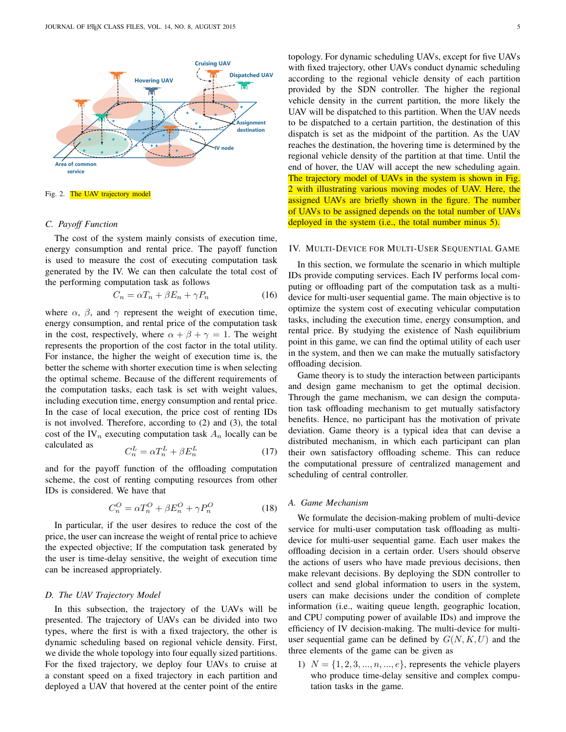Fig. 2. The UAV trajectory model

### C. Payoff Function

The cost of the system mainly consists of execution time, energy consumption and rental price. The payoff function is used to measure the cost of executing computation task generated by the IV. We can then calculate the total cost of the performing computation task as follows

$$C_n = \alpha T_n + \beta E_n + \gamma P_n \tag{16}$$

where $\alpha$, $\beta$, and $\gamma$ represent the weight of execution time, energy consumption, and rental price of the computation task in the cost, respectively, where $\alpha + \beta + \gamma = 1$. The weight represents the proportion of the cost factor in the total utility. For instance, the higher the weight of execution time is, the better the scheme with shorter execution time is when selecting the optimal scheme. Because of the different requirements of the computation tasks, each task is set with weight values, including execution time, energy consumption and rental price. In the case of local execution, the price cost of renting IDs is not involved. Therefore, according to (2) and (3), the total cost of the $\text{IV}_n$ executing computation task $A_n$ locally can be calculated as

$$C_n^L = \alpha T_n^L + \beta E_n^L \tag{17}$$

and for the payoff function of the offloading computation scheme, the cost of renting computing resources from other IDs is considered. We have that

$$C_n^O = \alpha T_n^O + \beta E_n^O + \gamma P_n^O \tag{18}$$

In particular, if the user desires to reduce the cost of the price, the user can increase the weight of rental price to achieve the expected objective; If the computation task generated by the user is time-delay sensitive, the weight of execution time can be increased appropriately.

### D. The UAV Trajectory Model

In this subsection, the trajectory of the UAVs will be presented. The trajectory of UAVs can be divided into two types, where the first is with a fixed trajectory, the other is dynamic scheduling based on regional vehicle density. First, we divide the whole topology into four equally sized partitions. For the fixed trajectory, we deploy four UAVs to cruise at a constant speed on a fixed trajectory in each partition and deployed a UAV that hovered at the center point of the entire topology. For dynamic scheduling UAVs, except for five UAVs with fixed trajectory, other UAVs conduct dynamic scheduling according to the regional vehicle density of each partition provided by the SDN controller. The higher the regional vehicle density in the current partition, the more likely the UAV will be dispatched to this partition. When the UAV needs to be dispatched to a certain partition, the destination of this dispatch is set as the midpoint of the partition. As the UAV reaches the destination, the hovering time is determined by the regional vehicle density of the partition at that time. Until the end of hover, the UAV will accept the new scheduling again. The trajectory model of UAVs in the system is shown in Fig. 2 with illustrating various moving modes of UAV. Here, the assigned UAVs are briefly shown in the figure. The number of UAVs to be assigned depends on the total number of UAVs deployed in the system (i.e., the total number minus 5).

## IV. Multi-Device for Multi-User Sequential Game

In this section, we formulate the scenario in which multiple IDs provide computing services. Each IV performs local computing or offloading part of the computation task as a multi-device for multi-user sequential game. The main objective is to optimize the system cost of executing vehicular computation tasks, including the execution time, energy consumption, and rental price. By studying the existence of Nash equilibrium point in this game, we can find the optimal utility of each user in the system, and then we can make the mutually satisfactory offloading decision.

Game theory is to study the interaction between participants and design game mechanism to get the optimal decision. Through the game mechanism, we can design the computation task offloading mechanism to get mutually satisfactory benefits. Hence, no participant has the motivation of private deviation. Game theory is a typical idea that can devise a distributed mechanism, in which each participant can plan their own satisfactory offloading scheme. This can reduce the computational pressure of centralized management and scheduling of central controller.

### A. Game Mechanism

We formulate the decision-making problem of multi-device service for multi-user computation task offloading as multi-device for multi-user sequential game. Each user makes the offloading decision in a certain order. Users should observe the actions of users who have made previous decisions, then make relevant decisions. By deploying the SDN controller to collect and send global information to users in the system, users can make decisions under the condition of complete information (i.e., waiting queue length, geographic location, and CPU computing power of available IDs) and improve the efficiency of IV decision-making. The multi-device for multi-user sequential game can be defined by $G(N, K, U)$ and the three elements of the game can be given as

1) $N = \{1, 2, 3, ..., n, ..., e\}$, represents the vehicle players who produce time-delay sensitive and complex computation tasks in the game.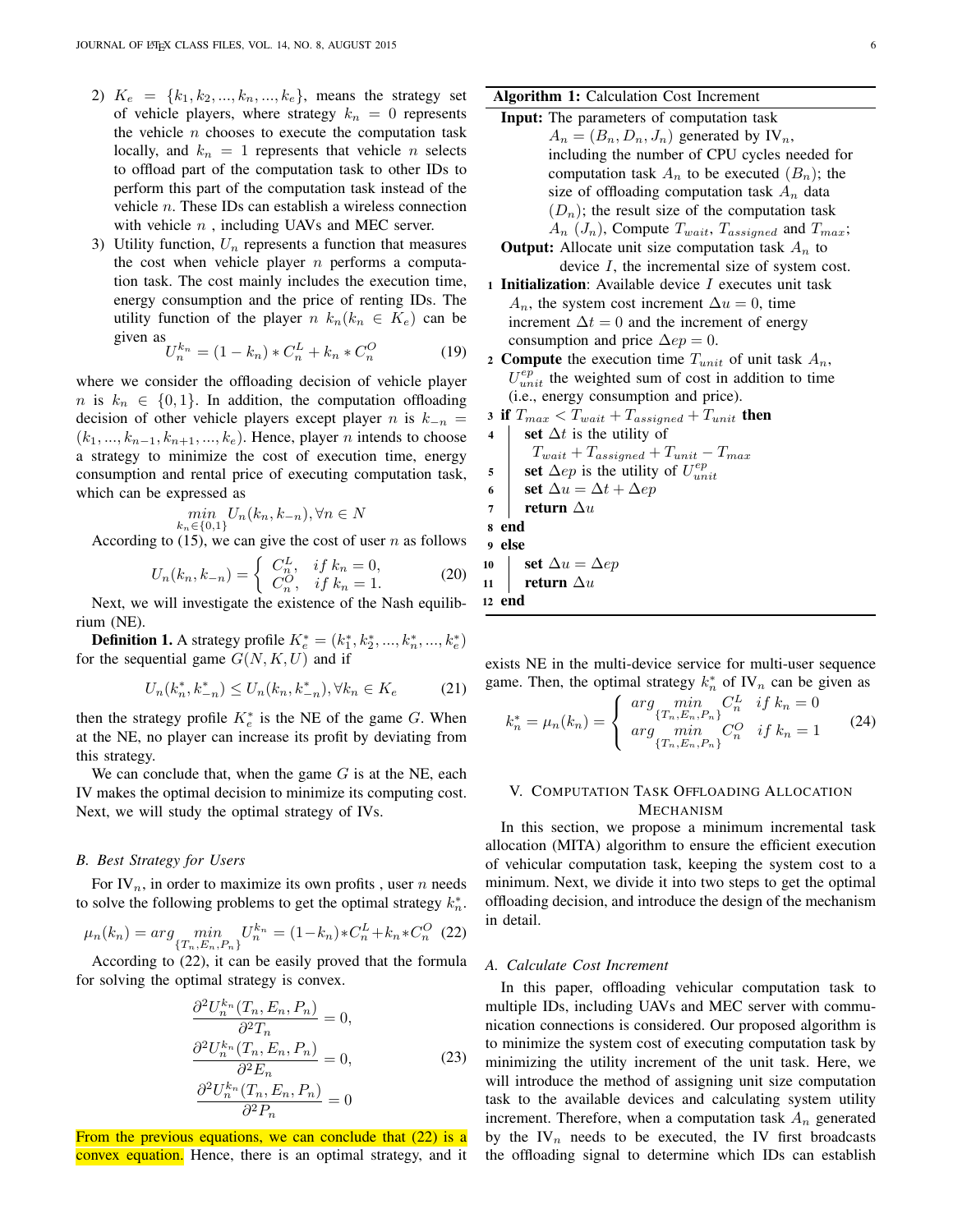2) $K_e = \{k_1, k_2, ..., k_n, ..., k_e\}$, means the strategy set of vehicle players, where strategy $k_n = 0$ represents the vehicle $n$ chooses to execute the computation task locally, and $k_n = 1$ represents that vehicle $n$ selects to offload part of the computation task to other IDs to perform this part of the computation task instead of the vehicle $n$. These IDs can establish a wireless connection with vehicle $n$ , including UAVs and MEC server.
3) Utility function, $U_n$ represents a function that measures the cost when vehicle player $n$ performs a computation task. The cost mainly includes the execution time, energy consumption and the price of renting IDs. The utility function of the player $n$ $k_n (k_n \in K_e)$ can be given as

$$U_n^{k_n} = (1 - k_n) * C_n^L + k_n * C_n^O \tag{19}$$

where we consider the offloading decision of vehicle player $n$ is $k_n \in \{0, 1\}$. In addition, the computation offloading decision of other vehicle players except player $n$ is $k_{-n} = (k_1, ..., k_{n-1}, k_{n+1}, ..., k_e)$. Hence, player $n$ intends to choose a strategy to minimize the cost of execution time, energy consumption and rental price of executing computation task, which can be expressed as

$$\min_{k_n \in \{0,1\}} U_n(k_n, k_{-n}), \forall n \in N$$

According to (15), we can give the cost of user $n$ as follows

$$U_n(k_n, k_{-n}) = \begin{cases} C_n^L, & if\ k_n = 0, \\ C_n^O, & if\ k_n = 1. \end{cases} \tag{20}$$

Next, we will investigate the existence of the Nash equilibrium (NE).

**Definition 1.** A strategy profile $K_e^* = (k_1^*, k_2^*, ..., k_n^*, ..., k_e^*)$ for the sequential game $G(N, K, U)$ and if

$$U_n(k_n^*, k_{-n}^*) \leq U_n(k_n, k_{-n}^*), \forall k_n \in K_e \tag{21}$$

then the strategy profile $K_e^*$ is the NE of the game $G$. When at the NE, no player can increase its profit by deviating from this strategy.

We can conclude that, when the game $G$ is at the NE, each IV makes the optimal decision to minimize its computing cost. Next, we will study the optimal strategy of IVs.

### *B. Best Strategy for Users*

For IV$_n$, in order to maximize its own profits , user $n$ needs to solve the following problems to get the optimal strategy $k_n^*$.

$$\mu_n(k_n) = arg \min_{\{T_n, E_n, P_n\}} U_n^{k_n} = (1-k_n)*C_n^L + k_n*C_n^O \tag{22}$$

According to (22), it can be easily proved that the formula for solving the optimal strategy is convex.

$$\begin{aligned} \frac{\partial^2 U_n^{k_n}(T_n, E_n, P_n)}{\partial^2 T_n} = 0, \\ \frac{\partial^2 U_n^{k_n}(T_n, E_n, P_n)}{\partial^2 E_n} = 0, \\ \frac{\partial^2 U_n^{k_n}(T_n, E_n, P_n)}{\partial^2 P_n} = 0 \end{aligned} \tag{23}$$

From the previous equations, we can conclude that (22) is a convex equation. Hence, there is an optimal strategy, and it exists NE in the multi-device service for multi-user sequence game. Then, the optimal strategy $k_n^*$ of IV$_n$ can be given as

$$k_n^* = \mu_n(k_n) = \begin{cases} arg \min_{\{T_n, E_n, P_n\}} C_n^L & if\ k_n = 0 \\ arg \min_{\{T_n, E_n, P_n\}} C_n^O & if\ k_n = 1 \end{cases} \tag{24}$$

**Algorithm 1:** Calculation Cost Increment

**Input:** The parameters of computation task $A_n = (B_n, D_n, J_n)$ generated by IV$_n$, including the number of CPU cycles needed for computation task $A_n$ to be executed ($B_n$); the size of offloading computation task $A_n$ data ($D_n$); the result size of the computation task $A_n$ ($J_n$), Compute $T_{wait}$, $T_{assigned}$ and $T_{max}$;

**Output:** Allocate unit size computation task $A_n$ to device $I$, the incremental size of system cost.

```
1  Initialization: Available device I executes unit task
   A_n, the system cost increment Δu = 0, time
   increment Δt = 0 and the increment of energy
   consumption and price Δep = 0.
2  Compute the execution time T_unit of unit task A_n,
   U^ep_unit the weighted sum of cost in addition to time
   (i.e., energy consumption and price).
3  if T_max < T_wait + T_assigned + T_unit then
4      set Δt is the utility of
       T_wait + T_assigned + T_unit − T_max
5      set Δep is the utility of U^ep_unit
6      set Δu = Δt + Δep
7      return Δu
8  end
9  else
10     set Δu = Δep
11     return Δu
12 end
```

## V. Computation Task Offloading Allocation Mechanism

In this section, we propose a minimum incremental task allocation (MITA) algorithm to ensure the efficient execution of vehicular computation task, keeping the system cost to a minimum. Next, we divide it into two steps to get the optimal offloading decision, and introduce the design of the mechanism in detail.

### *A. Calculate Cost Increment*

In this paper, offloading vehicular computation task to multiple IDs, including UAVs and MEC server with communication connections is considered. Our proposed algorithm is to minimize the system cost of executing computation task by minimizing the utility increment of the unit task. Here, we will introduce the method of assigning unit size computation task to the available devices and calculating system utility increment. Therefore, when a computation task $A_n$ generated by the IV$_n$ needs to be executed, the IV first broadcasts the offloading signal to determine which IDs can establish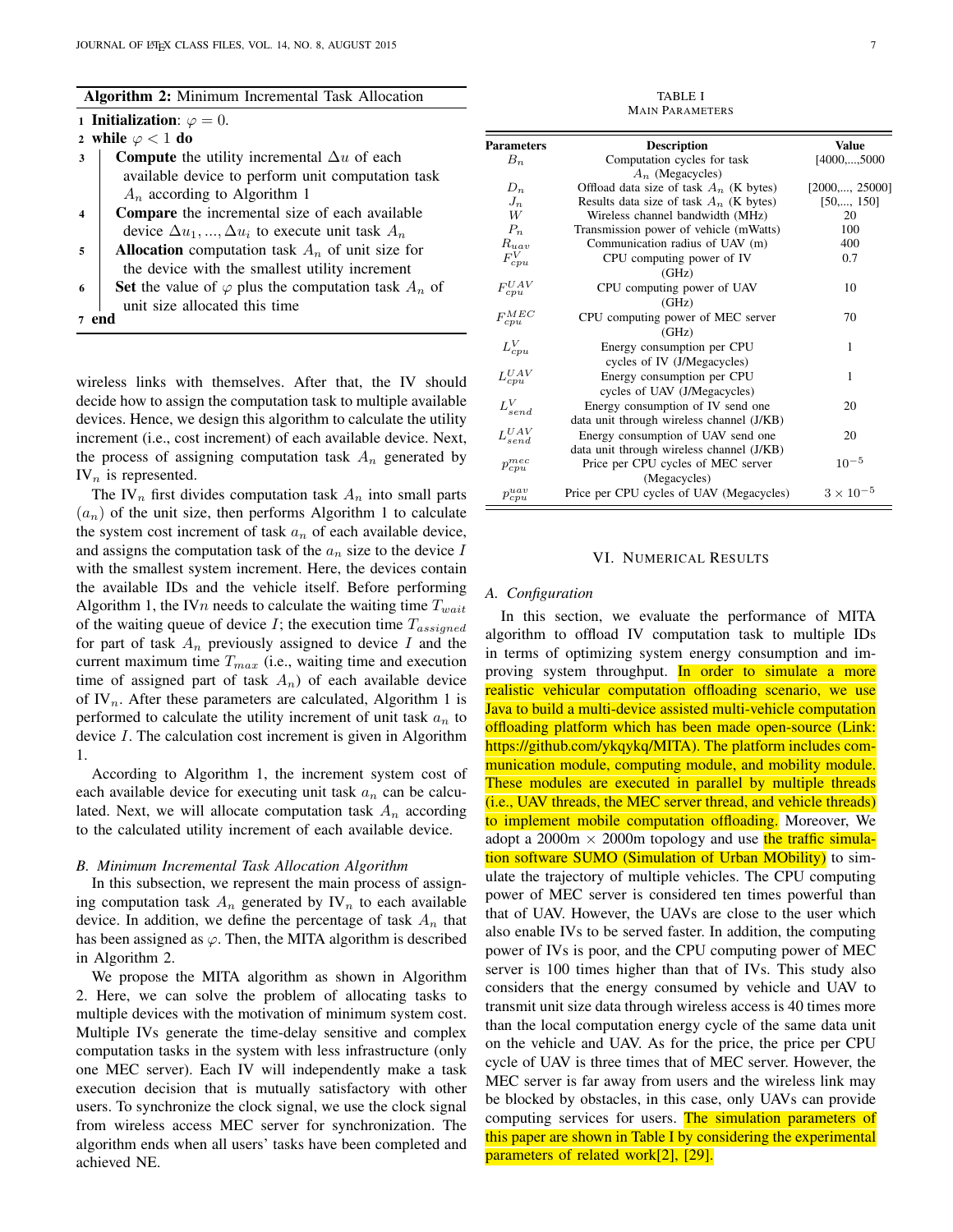**Algorithm 2:** Minimum Incremental Task Allocation

```
1 Initialization: φ = 0.
2 while φ < 1 do
3     Compute the utility incremental Δu of each
      available device to perform unit computation task
      A_n according to Algorithm 1
4     Compare the incremental size of each available
      device Δu_1, ..., Δu_i to execute unit task A_n
5     Allocation computation task A_n of unit size for
      the device with the smallest utility increment
6     Set the value of φ plus the computation task A_n of
      unit size allocated this time
7 end
```

wireless links with themselves. After that, the IV should decide how to assign the computation task to multiple available devices. Hence, we design this algorithm to calculate the utility increment (i.e., cost increment) of each available device. Next, the process of assigning computation task $A_n$ generated by $\text{IV}_n$ is represented.

The $\text{IV}_n$ first divides computation task $A_n$ into small parts ($a_n$) of the unit size, then performs Algorithm 1 to calculate the system cost increment of task $a_n$ of each available device, and assigns the computation task of the $a_n$ size to the device $I$ with the smallest system increment. Here, the devices contain the available IDs and the vehicle itself. Before performing Algorithm 1, the IV$n$ needs to calculate the waiting time $T_{wait}$ of the waiting queue of device $I$; the execution time $T_{assigned}$ for part of task $A_n$ previously assigned to device $I$ and the current maximum time $T_{max}$ (i.e., waiting time and execution time of assigned part of task $A_n$) of each available device of $\text{IV}_n$. After these parameters are calculated, Algorithm 1 is performed to calculate the utility increment of unit task $a_n$ to device $I$. The calculation cost increment is given in Algorithm 1.

According to Algorithm 1, the increment system cost of each available device for executing unit task $a_n$ can be calculated. Next, we will allocate computation task $A_n$ according to the calculated utility increment of each available device.

### *B. Minimum Incremental Task Allocation Algorithm*

In this subsection, we represent the main process of assigning computation task $A_n$ generated by $\text{IV}_n$ to each available device. In addition, we define the percentage of task $A_n$ that has been assigned as $\varphi$. Then, the MITA algorithm is described in Algorithm 2.

We propose the MITA algorithm as shown in Algorithm 2. Here, we can solve the problem of allocating tasks to multiple devices with the motivation of minimum system cost. Multiple IVs generate the time-delay sensitive and complex computation tasks in the system with less infrastructure (only one MEC server). Each IV will independently make a task execution decision that is mutually satisfactory with other users. To synchronize the clock signal, we use the clock signal from wireless access MEC server for synchronization. The algorithm ends when all users' tasks have been completed and achieved NE.

TABLE I
MAIN PARAMETERS

| Parameters | Description | Value |
|---|---|---|
| $B_n$ | Computation cycles for task $A_n$ (Megacycles) | [4000,...,5000 |
| $D_n$ | Offload data size of task $A_n$ (K bytes) | [2000,..., 25000] |
| $J_n$ | Results data size of task $A_n$ (K bytes) | [50,..., 150] |
| $W$ | Wireless channel bandwidth (MHz) | 20 |
| $P_n$ | Transmission power of vehicle (mWatts) | 100 |
| $R_{uav}$ | Communication radius of UAV (m) | 400 |
| $F_{cpu}^{V}$ | CPU computing power of IV (GHz) | 0.7 |
| $F_{cpu}^{UAV}$ | CPU computing power of UAV (GHz) | 10 |
| $F_{cpu}^{MEC}$ | CPU computing power of MEC server (GHz) | 70 |
| $L_{cpu}^{V}$ | Energy consumption per CPU cycles of IV (J/Megacycles) | 1 |
| $L_{cpu}^{UAV}$ | Energy consumption per CPU cycles of UAV (J/Megacycles) | 1 |
| $L_{send}^{V}$ | Energy consumption of IV send one data unit through wireless channel (J/KB) | 20 |
| $L_{send}^{UAV}$ | Energy consumption of UAV send one data unit through wireless channel (J/KB) | 20 |
| $p_{cpu}^{mec}$ | Price per CPU cycles of MEC server (Megacycles) | $10^{-5}$ |
| $p_{cpu}^{uav}$ | Price per CPU cycles of UAV (Megacycles) | $3 \times 10^{-5}$ |

## VI. NUMERICAL RESULTS

### *A. Configuration*

In this section, we evaluate the performance of MITA algorithm to offload IV computation task to multiple IDs in terms of optimizing system energy consumption and improving system throughput. In order to simulate a more realistic vehicular computation offloading scenario, we use Java to build a multi-device assisted multi-vehicle computation offloading platform which has been made open-source (Link: https://github.com/ykqykq/MITA). The platform includes communication module, computing module, and mobility module. These modules are executed in parallel by multiple threads (i.e., UAV threads, the MEC server thread, and vehicle threads) to implement mobile computation offloading. Moreover, We adopt a 2000m × 2000m topology and use the traffic simulation software SUMO (Simulation of Urban MObility) to simulate the trajectory of multiple vehicles. The CPU computing power of MEC server is considered ten times powerful than that of UAV. However, the UAVs are close to the user which also enable IVs to be served faster. In addition, the computing power of IVs is poor, and the CPU computing power of MEC server is 100 times higher than that of IVs. This study also considers that the energy consumed by vehicle and UAV to transmit unit size data through wireless access is 40 times more than the local computation energy cycle of the same data unit on the vehicle and UAV. As for the price, the price per CPU cycle of UAV is three times that of MEC server. However, the MEC server is far away from users and the wireless link may be blocked by obstacles, in this case, only UAVs can provide computing services for users. The simulation parameters of this paper are shown in Table I by considering the experimental parameters of related work[2], [29].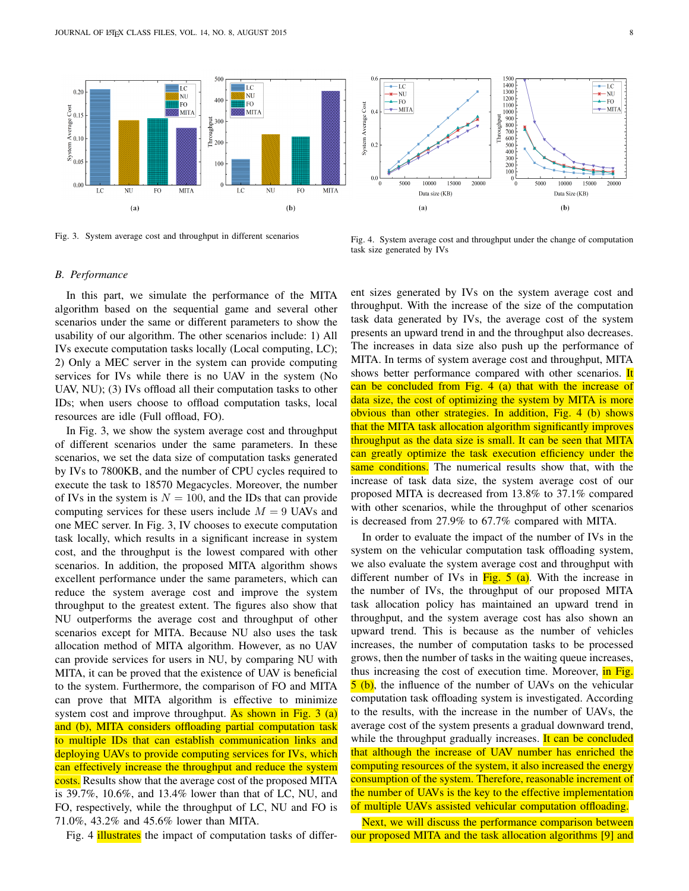Fig. 3. System average cost and throughput in different scenarios

Fig. 4. System average cost and throughput under the change of computation task size generated by IVs

### B. Performance

In this part, we simulate the performance of the MITA algorithm based on the sequential game and several other scenarios under the same or different parameters to show the usability of our algorithm. The other scenarios include: 1) All IVs execute computation tasks locally (Local computing, LC); 2) Only a MEC server in the system can provide computing services for IVs while there is no UAV in the system (No UAV, NU); (3) IVs offload all their computation tasks to other IDs; when users choose to offload computation tasks, local resources are idle (Full offload, FO).

In Fig. 3, we show the system average cost and throughput of different scenarios under the same parameters. In these scenarios, we set the data size of computation tasks generated by IVs to 7800KB, and the number of CPU cycles required to execute the task to 18570 Megacycles. Moreover, the number of IVs in the system is $N = 100$, and the IDs that can provide computing services for these users include $M = 9$ UAVs and one MEC server. In Fig. 3, IV chooses to execute computation task locally, which results in a significant increase in system cost, and the throughput is the lowest compared with other scenarios. In addition, the proposed MITA algorithm shows excellent performance under the same parameters, which can reduce the system average cost and improve the system throughput to the greatest extent. The figures also show that NU outperforms the average cost and throughput of other scenarios except for MITA. Because NU also uses the task allocation method of MITA algorithm. However, as no UAV can provide services for users in NU, by comparing NU with MITA, it can be proved that the existence of UAV is beneficial to the system. Furthermore, the comparison of FO and MITA can prove that MITA algorithm is effective to minimize system cost and improve throughput. As shown in Fig. 3 (a) and (b), MITA considers offloading partial computation task to multiple IDs that can establish communication links and deploying UAVs to provide computing services for IVs, which can effectively increase the throughput and reduce the system costs. Results show that the average cost of the proposed MITA is 39.7%, 10.6%, and 13.4% lower than that of LC, NU, and FO, respectively, while the throughput of LC, NU and FO is 71.0%, 43.2% and 45.6% lower than MITA.

Fig. 4 illustrates the impact of computation tasks of different sizes generated by IVs on the system average cost and throughput. With the increase of the size of the computation task data generated by IVs, the average cost of the system presents an upward trend in and the throughput also decreases. The increases in data size also push up the performance of MITA. In terms of system average cost and throughput, MITA shows better performance compared with other scenarios. It can be concluded from Fig. 4 (a) that with the increase of data size, the cost of optimizing the system by MITA is more obvious than other strategies. In addition, Fig. 4 (b) shows that the MITA task allocation algorithm significantly improves throughput as the data size is small. It can be seen that MITA can greatly optimize the task execution efficiency under the same conditions. The numerical results show that, with the increase of task data size, the system average cost of our proposed MITA is decreased from 13.8% to 37.1% compared with other scenarios, while the throughput of other scenarios is decreased from 27.9% to 67.7% compared with MITA.

In order to evaluate the impact of the number of IVs in the system on the vehicular computation task offloading system, we also evaluate the system average cost and throughput with different number of IVs in Fig. 5 (a). With the increase in the number of IVs, the throughput of our proposed MITA task allocation policy has maintained an upward trend in throughput, and the system average cost has also shown an upward trend. This is because as the number of vehicles increases, the number of computation tasks to be processed grows, then the number of tasks in the waiting queue increases, thus increasing the cost of execution time. Moreover, in Fig. 5 (b), the influence of the number of UAVs on the vehicular computation task offloading system is investigated. According to the results, with the increase in the number of UAVs, the average cost of the system presents a gradual downward trend, while the throughput gradually increases. It can be concluded that although the increase of UAV number has enriched the computing resources of the system, it also increased the energy consumption of the system. Therefore, reasonable increment of the number of UAVs is the key to the effective implementation of multiple UAVs assisted vehicular computation offloading.

Next, we will discuss the performance comparison between our proposed MITA and the task allocation algorithms [9] and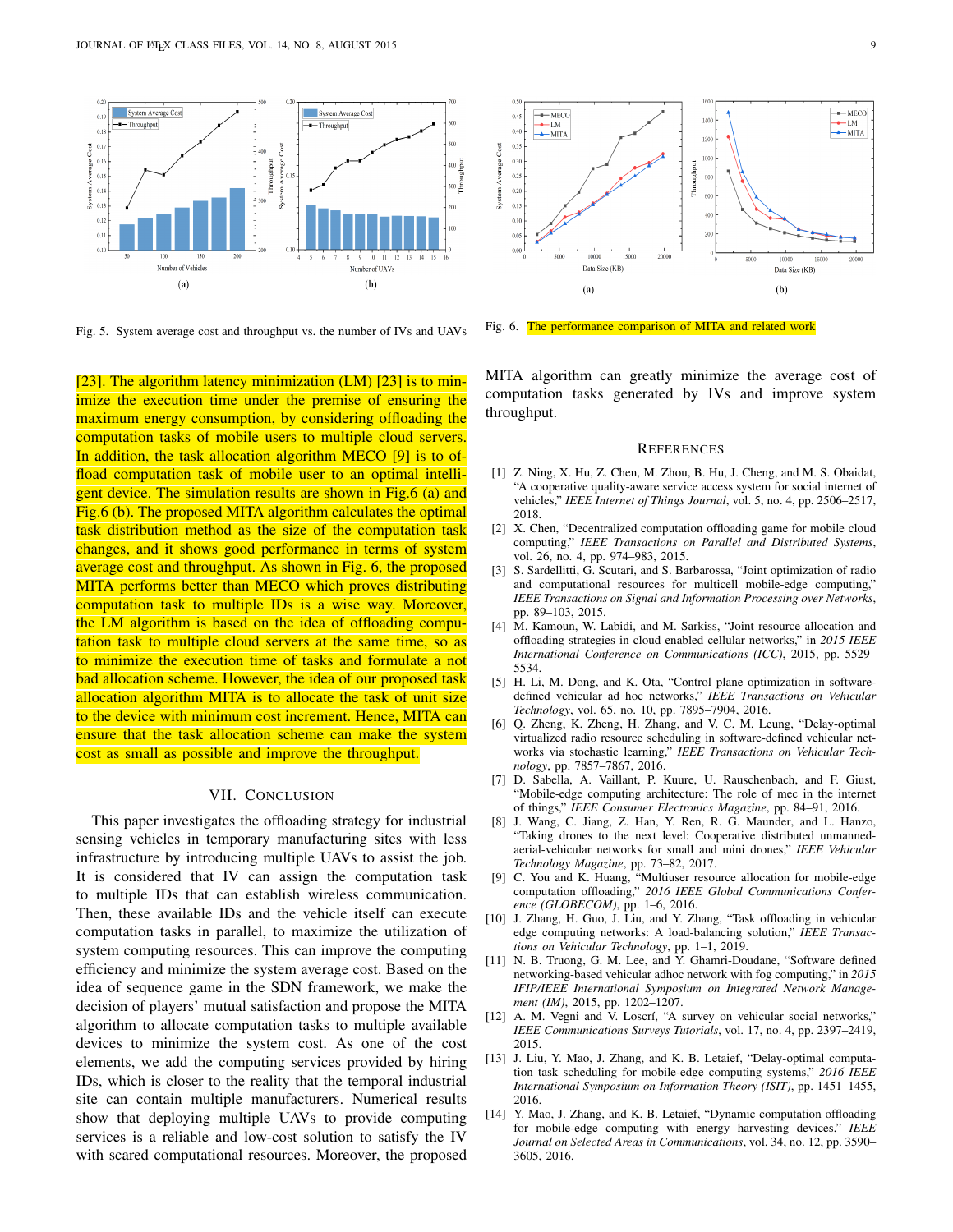Fig. 5. System average cost and throughput vs. the number of IVs and UAVs

Fig. 6. The performance comparison of MITA and related work

[23]. The algorithm latency minimization (LM) [23] is to minimize the execution time under the premise of ensuring the maximum energy consumption, by considering offloading the computation tasks of mobile users to multiple cloud servers. In addition, the task allocation algorithm MECO [9] is to offload computation task of mobile user to an optimal intelligent device. The simulation results are shown in Fig.6 (a) and Fig.6 (b). The proposed MITA algorithm calculates the optimal task distribution method as the size of the computation task changes, and it shows good performance in terms of system average cost and throughput. As shown in Fig. 6, the proposed MITA performs better than MECO which proves distributing computation task to multiple IDs is a wise way. Moreover, the LM algorithm is based on the idea of offloading computation task to multiple cloud servers at the same time, so as to minimize the execution time of tasks and formulate a not bad allocation scheme. However, the idea of our proposed task allocation algorithm MITA is to allocate the task of unit size to the device with minimum cost increment. Hence, MITA can ensure that the task allocation scheme can make the system cost as small as possible and improve the throughput.

## VII. Conclusion

This paper investigates the offloading strategy for industrial sensing vehicles in temporary manufacturing sites with less infrastructure by introducing multiple UAVs to assist the job. It is considered that IV can assign the computation task to multiple IDs that can establish wireless communication. Then, these available IDs and the vehicle itself can execute computation tasks in parallel, to maximize the utilization of system computing resources. This can improve the computing efficiency and minimize the system average cost. Based on the idea of sequence game in the SDN framework, we make the decision of players' mutual satisfaction and propose the MITA algorithm to allocate computation tasks to multiple available devices to minimize the system cost. As one of the cost elements, we add the computing services provided by hiring IDs, which is closer to the reality that the temporal industrial site can contain multiple manufacturers. Numerical results show that deploying multiple UAVs to provide computing services is a reliable and low-cost solution to satisfy the IV with scared computational resources. Moreover, the proposed MITA algorithm can greatly minimize the average cost of computation tasks generated by IVs and improve system throughput.

## References

[1] Z. Ning, X. Hu, Z. Chen, M. Zhou, B. Hu, J. Cheng, and M. S. Obaidat, "A cooperative quality-aware service access system for social internet of vehicles," *IEEE Internet of Things Journal*, vol. 5, no. 4, pp. 2506–2517, 2018.

[2] X. Chen, "Decentralized computation offloading game for mobile cloud computing," *IEEE Transactions on Parallel and Distributed Systems*, vol. 26, no. 4, pp. 974–983, 2015.

[3] S. Sardellitti, G. Scutari, and S. Barbarossa, "Joint optimization of radio and computational resources for multicell mobile-edge computing," *IEEE Transactions on Signal and Information Processing over Networks*, pp. 89–103, 2015.

[4] M. Kamoun, W. Labidi, and M. Sarkiss, "Joint resource allocation and offloading strategies in cloud enabled cellular networks," in *2015 IEEE International Conference on Communications (ICC)*, 2015, pp. 5529–5534.

[5] H. Li, M. Dong, and K. Ota, "Control plane optimization in software-defined vehicular ad hoc networks," *IEEE Transactions on Vehicular Technology*, vol. 65, no. 10, pp. 7895–7904, 2016.

[6] Q. Zheng, K. Zheng, H. Zhang, and V. C. M. Leung, "Delay-optimal virtualized radio resource scheduling in software-defined vehicular networks via stochastic learning," *IEEE Transactions on Vehicular Technology*, pp. 7857–7867, 2016.

[7] D. Sabella, A. Vaillant, P. Kuure, U. Rauschenbach, and F. Giust, "Mobile-edge computing architecture: The role of mec in the internet of things," *IEEE Consumer Electronics Magazine*, pp. 84–91, 2016.

[8] J. Wang, C. Jiang, Z. Han, Y. Ren, R. G. Maunder, and L. Hanzo, "Taking drones to the next level: Cooperative distributed unmanned-aerial-vehicular networks for small and mini drones," *IEEE Vehicular Technology Magazine*, pp. 73–82, 2017.

[9] C. You and K. Huang, "Multiuser resource allocation for mobile-edge computation offloading," *2016 IEEE Global Communications Conference (GLOBECOM)*, pp. 1–6, 2016.

[10] J. Zhang, H. Guo, J. Liu, and Y. Zhang, "Task offloading in vehicular edge computing networks: A load-balancing solution," *IEEE Transactions on Vehicular Technology*, pp. 1–1, 2019.

[11] N. B. Truong, G. M. Lee, and Y. Ghamri-Doudane, "Software defined networking-based vehicular adhoc network with fog computing," in *2015 IFIP/IEEE International Symposium on Integrated Network Management (IM)*, 2015, pp. 1202–1207.

[12] A. M. Vegni and V. Loscrí, "A survey on vehicular social networks," *IEEE Communications Surveys Tutorials*, vol. 17, no. 4, pp. 2397–2419, 2015.

[13] J. Liu, Y. Mao, J. Zhang, and K. B. Letaief, "Delay-optimal computation task scheduling for mobile-edge computing systems," *2016 IEEE International Symposium on Information Theory (ISIT)*, pp. 1451–1455, 2016.

[14] Y. Mao, J. Zhang, and K. B. Letaief, "Dynamic computation offloading for mobile-edge computing with energy harvesting devices," *IEEE Journal on Selected Areas in Communications*, vol. 34, no. 12, pp. 3590–3605, 2016.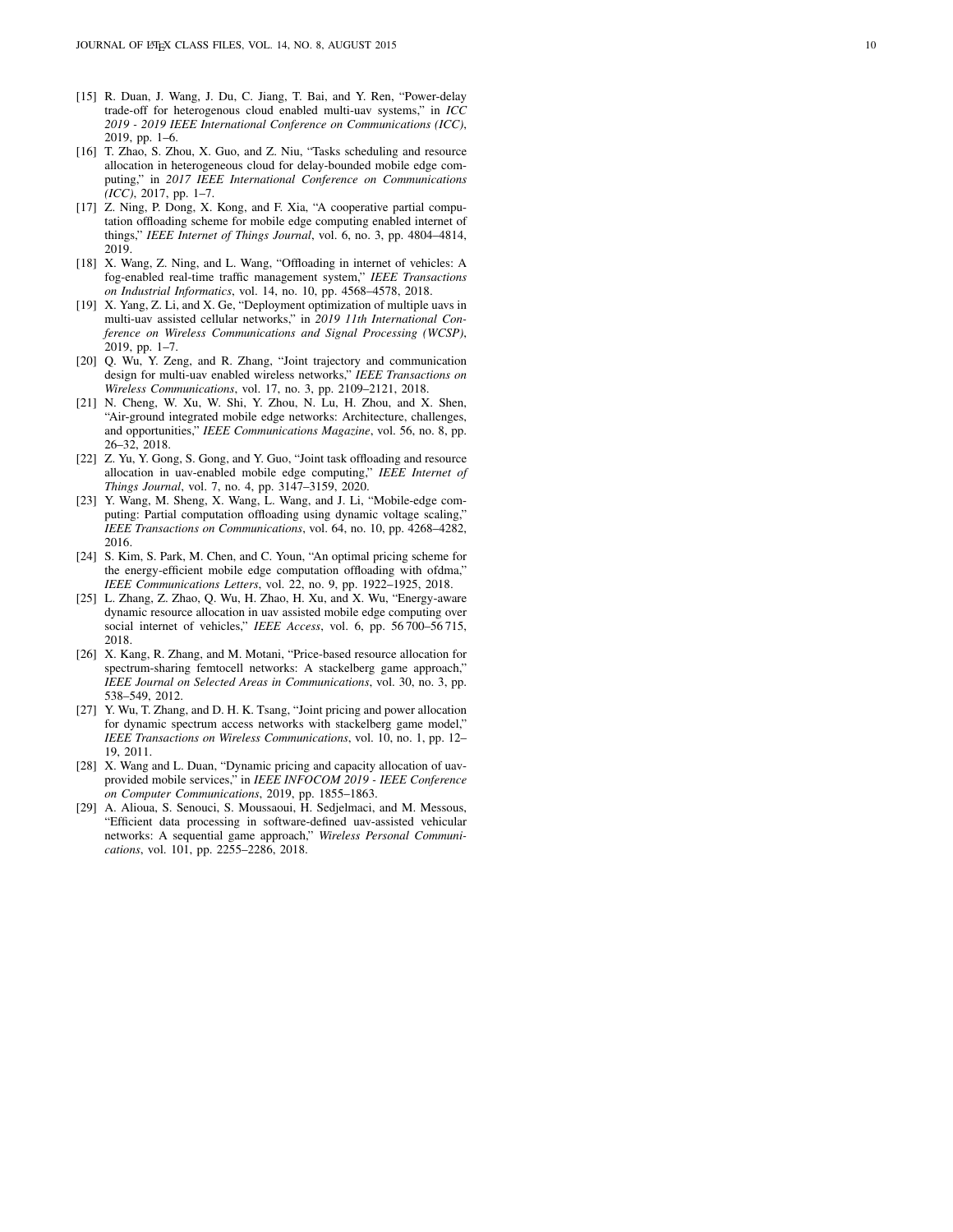[15] R. Duan, J. Wang, J. Du, C. Jiang, T. Bai, and Y. Ren, "Power-delay trade-off for heterogenous cloud enabled multi-uav systems," in *ICC 2019 - 2019 IEEE International Conference on Communications (ICC)*, 2019, pp. 1–6.

[16] T. Zhao, S. Zhou, X. Guo, and Z. Niu, "Tasks scheduling and resource allocation in heterogeneous cloud for delay-bounded mobile edge computing," in *2017 IEEE International Conference on Communications (ICC)*, 2017, pp. 1–7.

[17] Z. Ning, P. Dong, X. Kong, and F. Xia, "A cooperative partial computation offloading scheme for mobile edge computing enabled internet of things," *IEEE Internet of Things Journal*, vol. 6, no. 3, pp. 4804–4814, 2019.

[18] X. Wang, Z. Ning, and L. Wang, "Offloading in internet of vehicles: A fog-enabled real-time traffic management system," *IEEE Transactions on Industrial Informatics*, vol. 14, no. 10, pp. 4568–4578, 2018.

[19] X. Yang, Z. Li, and X. Ge, "Deployment optimization of multiple uavs in multi-uav assisted cellular networks," in *2019 11th International Conference on Wireless Communications and Signal Processing (WCSP)*, 2019, pp. 1–7.

[20] Q. Wu, Y. Zeng, and R. Zhang, "Joint trajectory and communication design for multi-uav enabled wireless networks," *IEEE Transactions on Wireless Communications*, vol. 17, no. 3, pp. 2109–2121, 2018.

[21] N. Cheng, W. Xu, W. Shi, Y. Zhou, N. Lu, H. Zhou, and X. Shen, "Air-ground integrated mobile edge networks: Architecture, challenges, and opportunities," *IEEE Communications Magazine*, vol. 56, no. 8, pp. 26–32, 2018.

[22] Z. Yu, Y. Gong, S. Gong, and Y. Guo, "Joint task offloading and resource allocation in uav-enabled mobile edge computing," *IEEE Internet of Things Journal*, vol. 7, no. 4, pp. 3147–3159, 2020.

[23] Y. Wang, M. Sheng, X. Wang, L. Wang, and J. Li, "Mobile-edge computing: Partial computation offloading using dynamic voltage scaling," *IEEE Transactions on Communications*, vol. 64, no. 10, pp. 4268–4282, 2016.

[24] S. Kim, S. Park, M. Chen, and C. Youn, "An optimal pricing scheme for the energy-efficient mobile edge computation offloading with ofdma," *IEEE Communications Letters*, vol. 22, no. 9, pp. 1922–1925, 2018.

[25] L. Zhang, Z. Zhao, Q. Wu, H. Zhao, H. Xu, and X. Wu, "Energy-aware dynamic resource allocation in uav assisted mobile edge computing over social internet of vehicles," *IEEE Access*, vol. 6, pp. 56 700–56 715, 2018.

[26] X. Kang, R. Zhang, and M. Motani, "Price-based resource allocation for spectrum-sharing femtocell networks: A stackelberg game approach," *IEEE Journal on Selected Areas in Communications*, vol. 30, no. 3, pp. 538–549, 2012.

[27] Y. Wu, T. Zhang, and D. H. K. Tsang, "Joint pricing and power allocation for dynamic spectrum access networks with stackelberg game model," *IEEE Transactions on Wireless Communications*, vol. 10, no. 1, pp. 12–19, 2011.

[28] X. Wang and L. Duan, "Dynamic pricing and capacity allocation of uav-provided mobile services," in *IEEE INFOCOM 2019 - IEEE Conference on Computer Communications*, 2019, pp. 1855–1863.

[29] A. Alioua, S. Senouci, S. Moussaoui, H. Sedjelmaci, and M. Messous, "Efficient data processing in software-defined uav-assisted vehicular networks: A sequential game approach," *Wireless Personal Communications*, vol. 101, pp. 2255–2286, 2018.